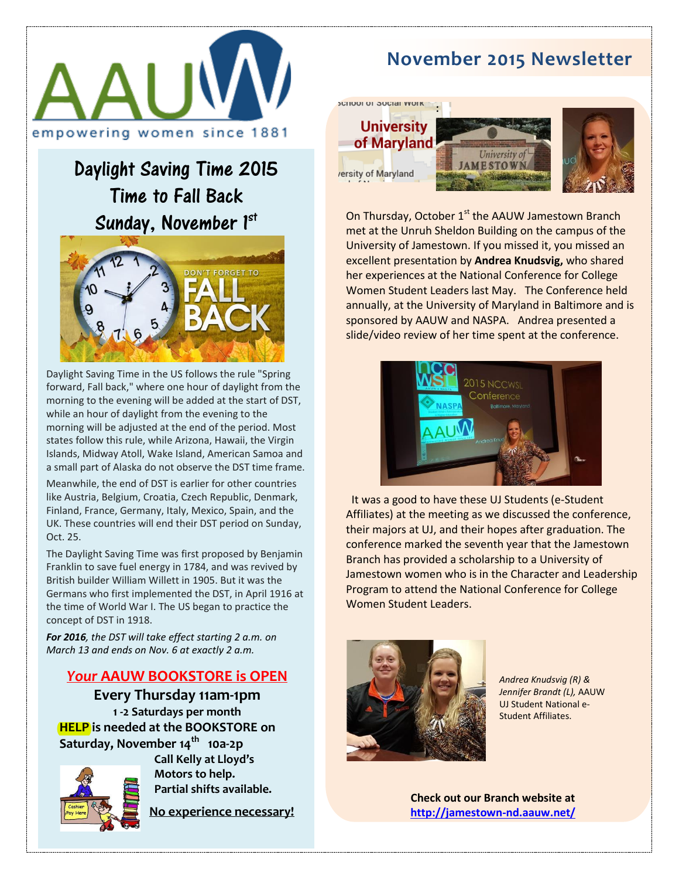# November 2015 Newsletter

AAUW empowering women since 1881

## Daylight Saving Time 2015
## Time to Fall Back
## Sunday, November 1st

Daylight Saving Time in the US follows the rule "Spring forward, Fall back," where one hour of daylight from the morning to the evening will be added at the start of DST, while an hour of daylight from the evening to the morning will be adjusted at the end of the period. Most states follow this rule, while Arizona, Hawaii, the Virgin Islands, Midway Atoll, Wake Island, American Samoa and a small part of Alaska do not observe the DST time frame.

Meanwhile, the end of DST is earlier for other countries like Austria, Belgium, Croatia, Czech Republic, Denmark, Finland, France, Germany, Italy, Mexico, Spain, and the UK. These countries will end their DST period on Sunday, Oct. 25.

The Daylight Saving Time was first proposed by Benjamin Franklin to save fuel energy in 1784, and was revived by British builder William Willett in 1905. But it was the Germans who first implemented the DST, in April 1916 at the time of World War I. The US began to practice the concept of DST in 1918.

***For 2016**, the DST will take effect starting 2 a.m. on March 13 and ends on Nov. 6 at exactly 2 a.m.*

## Your AAUW BOOKSTORE is OPEN

**Every Thursday 11am-1pm**

**1 -2 Saturdays per month**

**HELP is needed at the BOOKSTORE on Saturday, November 14th 10a-2p**

**Call Kelly at Lloyd's Motors to help. Partial shifts available.**

**No experience necessary!**

On Thursday, October 1st the AAUW Jamestown Branch met at the Unruh Sheldon Building on the campus of the University of Jamestown. If you missed it, you missed an excellent presentation by **Andrea Knudsvig,** who shared her experiences at the National Conference for College Women Student Leaders last May. The Conference held annually, at the University of Maryland in Baltimore and is sponsored by AAUW and NASPA. Andrea presented a slide/video review of her time spent at the conference.

It was a good to have these UJ Students (e-Student Affiliates) at the meeting as we discussed the conference, their majors at UJ, and their hopes after graduation. The conference marked the seventh year that the Jamestown Branch has provided a scholarship to a University of Jamestown women who is in the Character and Leadership Program to attend the National Conference for College Women Student Leaders.

*Andrea Knudsvig (R) & Jennifer Brandt (L),* AAUW UJ Student National e-Student Affiliates.

**Check out our Branch website at http://jamestown-nd.aauw.net/**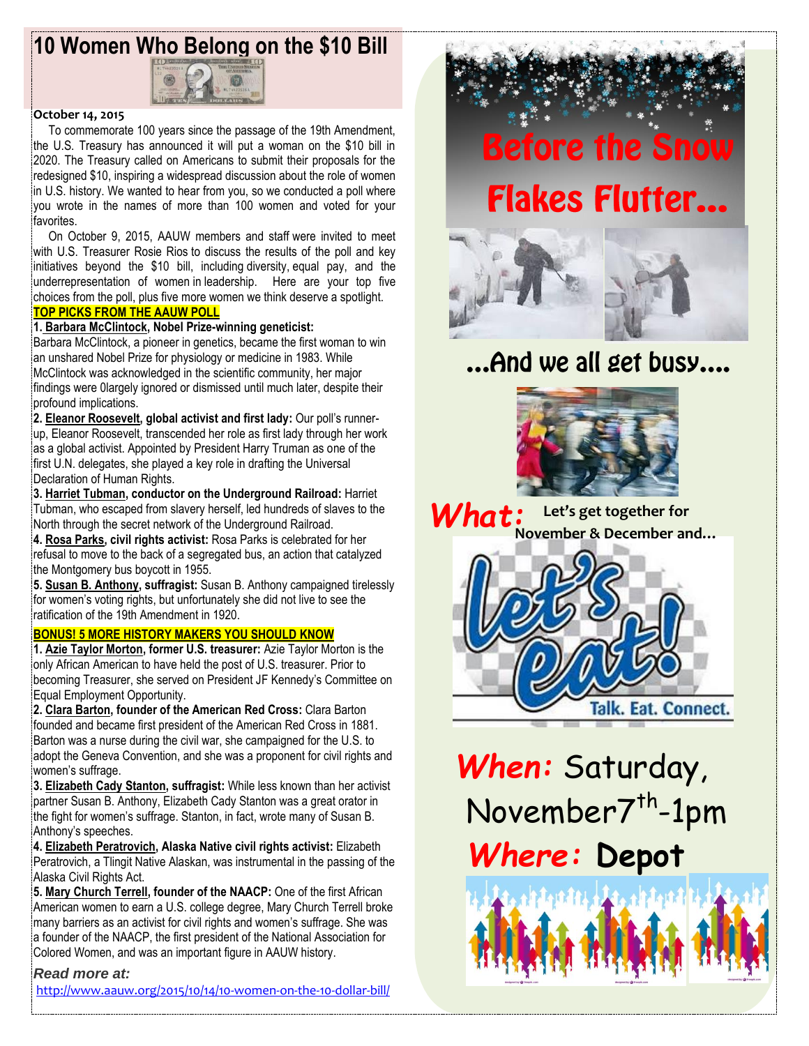# 10 Women Who Belong on the $10 Bill

**October 14, 2015**

To commemorate 100 years since the passage of the 19th Amendment, the U.S. Treasury has announced it will put a woman on the $10 bill in 2020. The Treasury called on Americans to submit their proposals for the redesigned $10, inspiring a widespread discussion about the role of women in U.S. history. We wanted to hear from you, so we conducted a poll where you wrote in the names of more than 100 women and voted for your favorites.

On October 9, 2015, AAUW members and staff were invited to meet with U.S. Treasurer Rosie Rios to discuss the results of the poll and key initiatives beyond the $10 bill, including diversity, equal pay, and the underrepresentation of women in leadership. Here are your top five choices from the poll, plus five more women we think deserve a spotlight.

**TOP PICKS FROM THE AAUW POLL**

**1. Barbara McClintock, Nobel Prize-winning geneticist:** Barbara McClintock, a pioneer in genetics, became the first woman to win an unshared Nobel Prize for physiology or medicine in 1983. While McClintock was acknowledged in the scientific community, her major findings were 0largely ignored or dismissed until much later, despite their profound implications.

**2. Eleanor Roosevelt, global activist and first lady:** Our poll's runner-up, Eleanor Roosevelt, transcended her role as first lady through her work as a global activist. Appointed by President Harry Truman as one of the first U.N. delegates, she played a key role in drafting the Universal Declaration of Human Rights.

**3. Harriet Tubman, conductor on the Underground Railroad:** Harriet Tubman, who escaped from slavery herself, led hundreds of slaves to the North through the secret network of the Underground Railroad.

**4. Rosa Parks, civil rights activist:** Rosa Parks is celebrated for her refusal to move to the back of a segregated bus, an action that catalyzed the Montgomery bus boycott in 1955.

**5. Susan B. Anthony, suffragist:** Susan B. Anthony campaigned tirelessly for women's voting rights, but unfortunately she did not live to see the ratification of the 19th Amendment in 1920.

**BONUS! 5 MORE HISTORY MAKERS YOU SHOULD KNOW**

**1. Azie Taylor Morton, former U.S. treasurer:** Azie Taylor Morton is the only African American to have held the post of U.S. treasurer. Prior to becoming Treasurer, she served on President JF Kennedy's Committee on Equal Employment Opportunity.

**2. Clara Barton, founder of the American Red Cross:** Clara Barton founded and became first president of the American Red Cross in 1881. Barton was a nurse during the civil war, she campaigned for the U.S. to adopt the Geneva Convention, and she was a proponent for civil rights and women's suffrage.

**3. Elizabeth Cady Stanton, suffragist:** While less known than her activist partner Susan B. Anthony, Elizabeth Cady Stanton was a great orator in the fight for women's suffrage. Stanton, in fact, wrote many of Susan B. Anthony's speeches.

**4. Elizabeth Peratrovich, Alaska Native civil rights activist:** Elizabeth Peratrovich, a Tlingit Native Alaskan, was instrumental in the passing of the Alaska Civil Rights Act.

**5. Mary Church Terrell, founder of the NAACP:** One of the first African American women to earn a U.S. college degree, Mary Church Terrell broke many barriers as an activist for civil rights and women's suffrage. She was a founder of the NAACP, the first president of the National Association for Colored Women, and was an important figure in AAUW history.

***Read more at:***

http://www.aauw.org/2015/10/14/10-women-on-the-10-dollar-bill/

# Before the Snow Flakes Flutter…

## …And we all get busy….

***What:*** Let's get together for November & December and…

Let's eat! Talk. Eat. Connect.

***When:*** Saturday, November7th-1pm

***Where:*** **Depot**